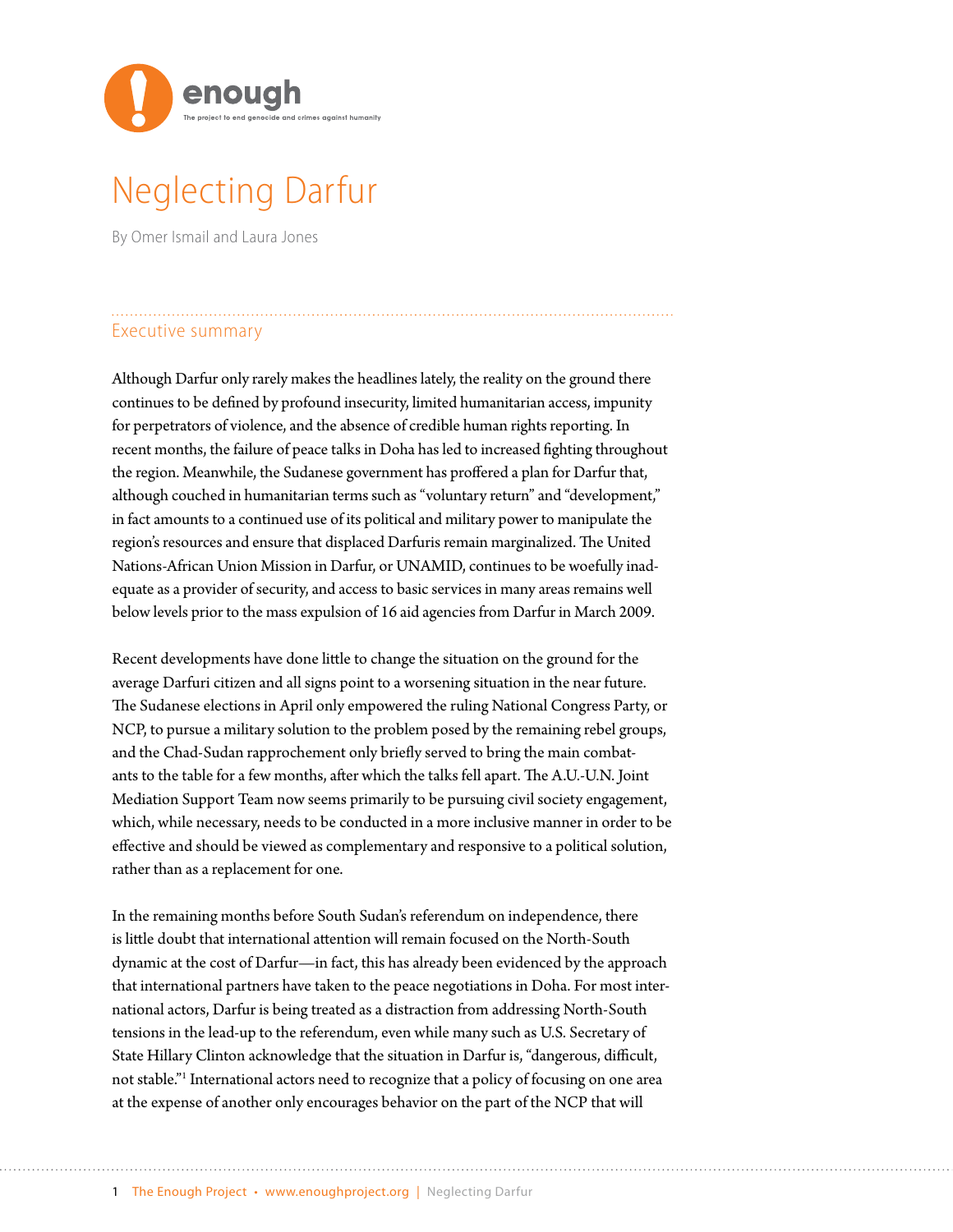enough

The project to end genocide and crimes against humanity

# Neglecting Darfur

By Omer Ismail and Laura Jones

## Executive summary

Although Darfur only rarely makes the headlines lately, the reality on the ground there continues to be defined by profound insecurity, limited humanitarian access, impunity for perpetrators of violence, and the absence of credible human rights reporting. In recent months, the failure of peace talks in Doha has led to increased fighting throughout the region. Meanwhile, the Sudanese government has proffered a plan for Darfur that, although couched in humanitarian terms such as "voluntary return" and "development," in fact amounts to a continued use of its political and military power to manipulate the region's resources and ensure that displaced Darfuris remain marginalized. The United Nations-African Union Mission in Darfur, or UNAMID, continues to be woefully inadequate as a provider of security, and access to basic services in many areas remains well below levels prior to the mass expulsion of 16 aid agencies from Darfur in March 2009.

Recent developments have done little to change the situation on the ground for the average Darfuri citizen and all signs point to a worsening situation in the near future. The Sudanese elections in April only empowered the ruling National Congress Party, or NCP, to pursue a military solution to the problem posed by the remaining rebel groups, and the Chad-Sudan rapprochement only briefly served to bring the main combatants to the table for a few months, after which the talks fell apart. The A.U.-U.N. Joint Mediation Support Team now seems primarily to be pursuing civil society engagement, which, while necessary, needs to be conducted in a more inclusive manner in order to be effective and should be viewed as complementary and responsive to a political solution, rather than as a replacement for one.

In the remaining months before South Sudan's referendum on independence, there is little doubt that international attention will remain focused on the North-South dynamic at the cost of Darfur—in fact, this has already been evidenced by the approach that international partners have taken to the peace negotiations in Doha. For most international actors, Darfur is being treated as a distraction from addressing North-South tensions in the lead-up to the referendum, even while many such as U.S. Secretary of State Hillary Clinton acknowledge that the situation in Darfur is, "dangerous, difficult, not stable."[1] International actors need to recognize that a policy of focusing on one area at the expense of another only encourages behavior on the part of the NCP that will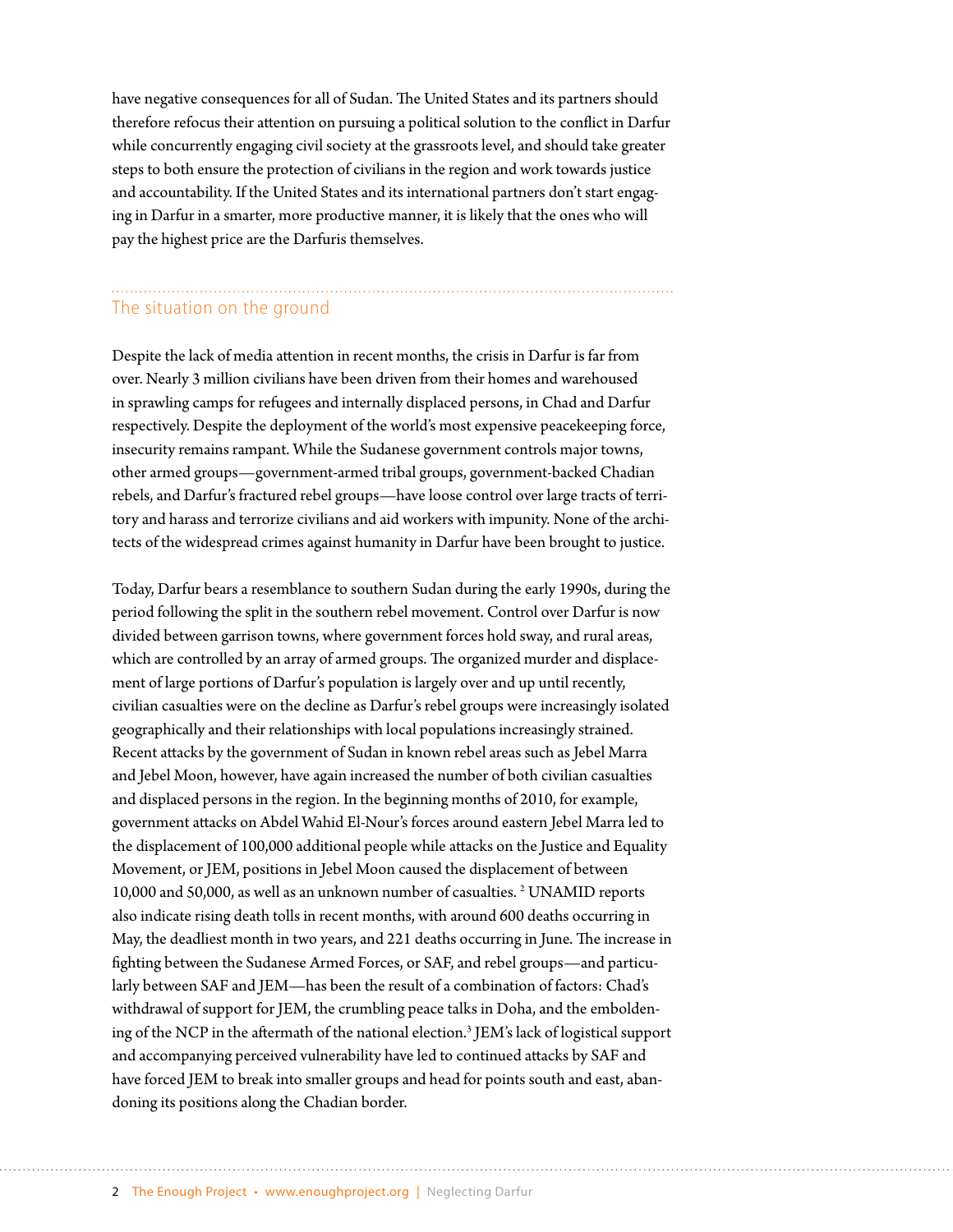have negative consequences for all of Sudan. The United States and its partners should therefore refocus their attention on pursuing a political solution to the conflict in Darfur while concurrently engaging civil society at the grassroots level, and should take greater steps to both ensure the protection of civilians in the region and work towards justice and accountability. If the United States and its international partners don't start engaging in Darfur in a smarter, more productive manner, it is likely that the ones who will pay the highest price are the Darfuris themselves.

## The situation on the ground

Despite the lack of media attention in recent months, the crisis in Darfur is far from over. Nearly 3 million civilians have been driven from their homes and warehoused in sprawling camps for refugees and internally displaced persons, in Chad and Darfur respectively. Despite the deployment of the world's most expensive peacekeeping force, insecurity remains rampant. While the Sudanese government controls major towns, other armed groups—government-armed tribal groups, government-backed Chadian rebels, and Darfur's fractured rebel groups—have loose control over large tracts of territory and harass and terrorize civilians and aid workers with impunity. None of the architects of the widespread crimes against humanity in Darfur have been brought to justice.

Today, Darfur bears a resemblance to southern Sudan during the early 1990s, during the period following the split in the southern rebel movement. Control over Darfur is now divided between garrison towns, where government forces hold sway, and rural areas, which are controlled by an array of armed groups. The organized murder and displacement of large portions of Darfur's population is largely over and up until recently, civilian casualties were on the decline as Darfur's rebel groups were increasingly isolated geographically and their relationships with local populations increasingly strained. Recent attacks by the government of Sudan in known rebel areas such as Jebel Marra and Jebel Moon, however, have again increased the number of both civilian casualties and displaced persons in the region. In the beginning months of 2010, for example, government attacks on Abdel Wahid El-Nour's forces around eastern Jebel Marra led to the displacement of 100,000 additional people while attacks on the Justice and Equality Movement, or JEM, positions in Jebel Moon caused the displacement of between 10,000 and 50,000, as well as an unknown number of casualties. [2] UNAMID reports also indicate rising death tolls in recent months, with around 600 deaths occurring in May, the deadliest month in two years, and 221 deaths occurring in June. The increase in fighting between the Sudanese Armed Forces, or SAF, and rebel groups—and particularly between SAF and JEM—has been the result of a combination of factors: Chad's withdrawal of support for JEM, the crumbling peace talks in Doha, and the emboldening of the NCP in the aftermath of the national election.[3] JEM's lack of logistical support and accompanying perceived vulnerability have led to continued attacks by SAF and have forced JEM to break into smaller groups and head for points south and east, abandoning its positions along the Chadian border.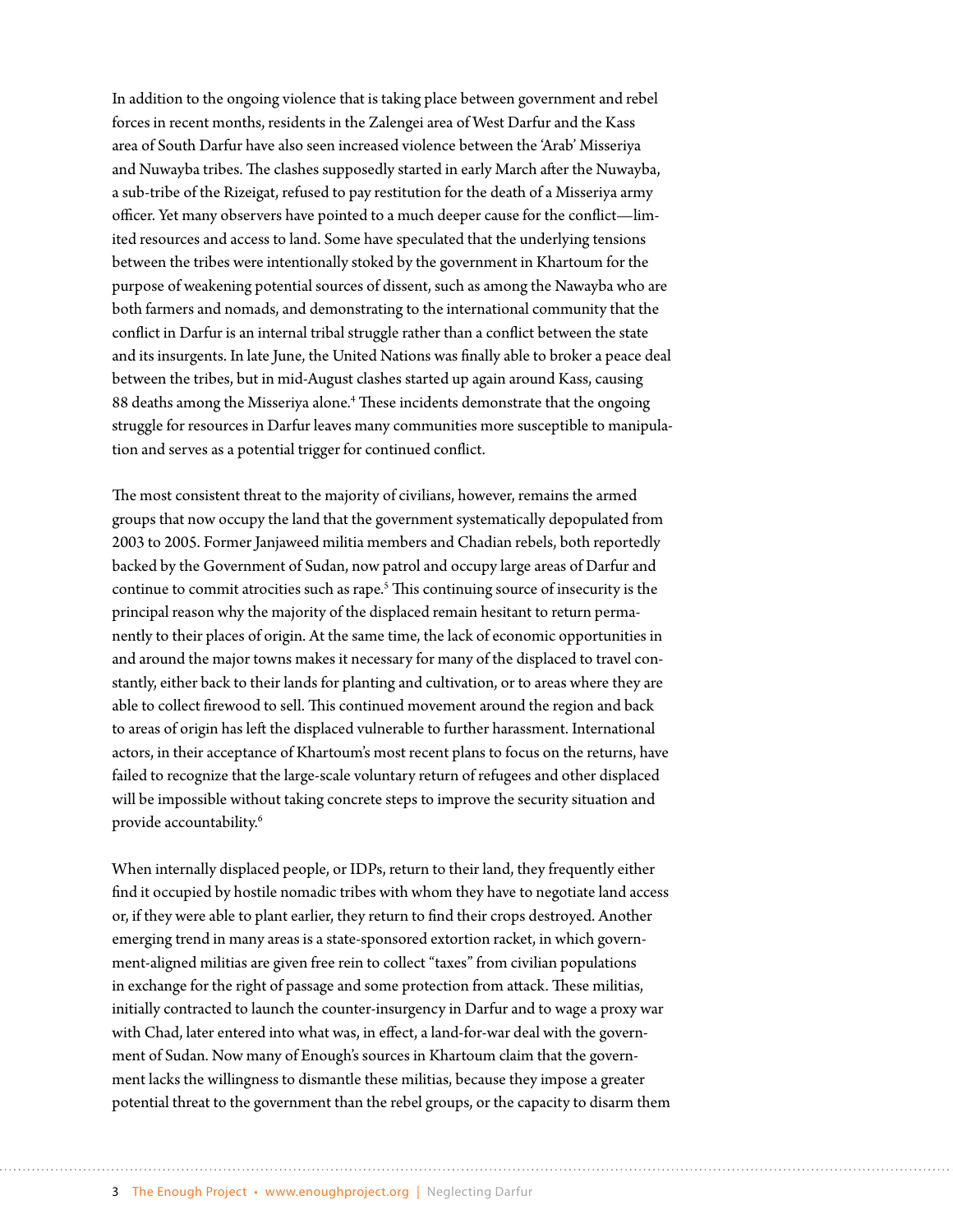In addition to the ongoing violence that is taking place between government and rebel forces in recent months, residents in the Zalengei area of West Darfur and the Kass area of South Darfur have also seen increased violence between the 'Arab' Misseriya and Nuwayba tribes. The clashes supposedly started in early March after the Nuwayba, a sub-tribe of the Rizeigat, refused to pay restitution for the death of a Misseriya army officer. Yet many observers have pointed to a much deeper cause for the conflict—limited resources and access to land. Some have speculated that the underlying tensions between the tribes were intentionally stoked by the government in Khartoum for the purpose of weakening potential sources of dissent, such as among the Nawayba who are both farmers and nomads, and demonstrating to the international community that the conflict in Darfur is an internal tribal struggle rather than a conflict between the state and its insurgents. In late June, the United Nations was finally able to broker a peace deal between the tribes, but in mid-August clashes started up again around Kass, causing 88 deaths among the Misseriya alone.[4] These incidents demonstrate that the ongoing struggle for resources in Darfur leaves many communities more susceptible to manipulation and serves as a potential trigger for continued conflict.

The most consistent threat to the majority of civilians, however, remains the armed groups that now occupy the land that the government systematically depopulated from 2003 to 2005. Former Janjaweed militia members and Chadian rebels, both reportedly backed by the Government of Sudan, now patrol and occupy large areas of Darfur and continue to commit atrocities such as rape.[5] This continuing source of insecurity is the principal reason why the majority of the displaced remain hesitant to return permanently to their places of origin. At the same time, the lack of economic opportunities in and around the major towns makes it necessary for many of the displaced to travel constantly, either back to their lands for planting and cultivation, or to areas where they are able to collect firewood to sell. This continued movement around the region and back to areas of origin has left the displaced vulnerable to further harassment. International actors, in their acceptance of Khartoum's most recent plans to focus on the returns, have failed to recognize that the large-scale voluntary return of refugees and other displaced will be impossible without taking concrete steps to improve the security situation and provide accountability.[6]

When internally displaced people, or IDPs, return to their land, they frequently either find it occupied by hostile nomadic tribes with whom they have to negotiate land access or, if they were able to plant earlier, they return to find their crops destroyed. Another emerging trend in many areas is a state-sponsored extortion racket, in which government-aligned militias are given free rein to collect "taxes" from civilian populations in exchange for the right of passage and some protection from attack. These militias, initially contracted to launch the counter-insurgency in Darfur and to wage a proxy war with Chad, later entered into what was, in effect, a land-for-war deal with the government of Sudan. Now many of Enough's sources in Khartoum claim that the government lacks the willingness to dismantle these militias, because they impose a greater potential threat to the government than the rebel groups, or the capacity to disarm them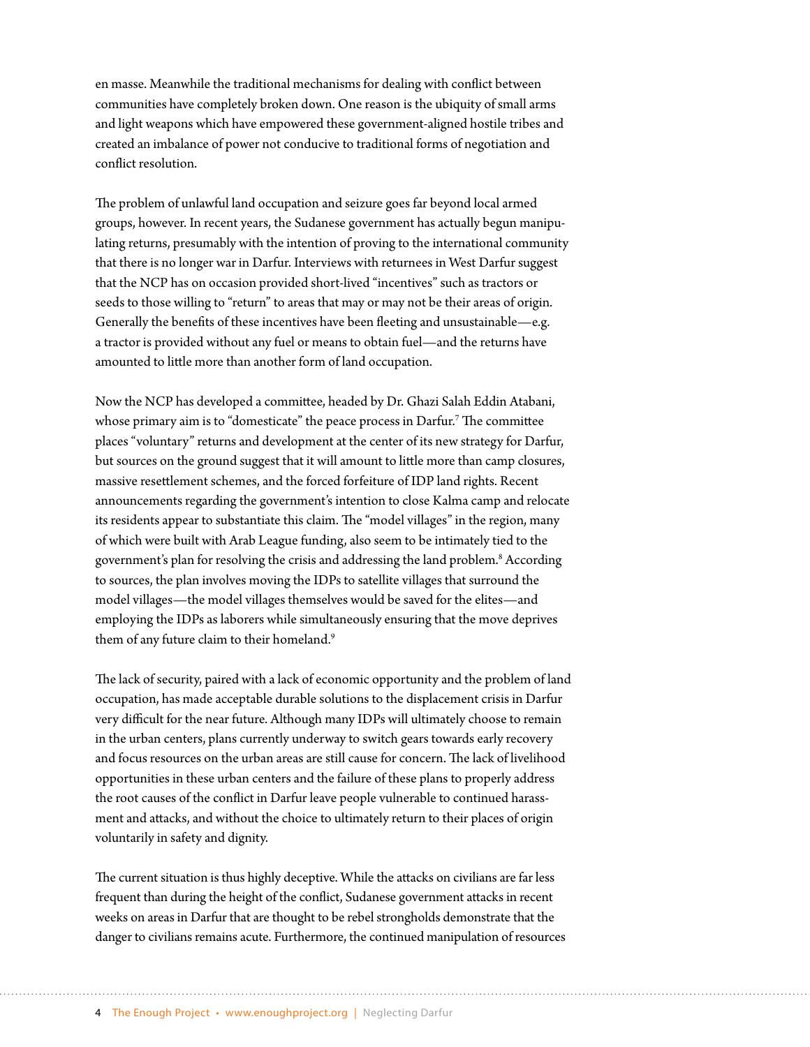en masse. Meanwhile the traditional mechanisms for dealing with conflict between communities have completely broken down. One reason is the ubiquity of small arms and light weapons which have empowered these government-aligned hostile tribes and created an imbalance of power not conducive to traditional forms of negotiation and conflict resolution.

The problem of unlawful land occupation and seizure goes far beyond local armed groups, however. In recent years, the Sudanese government has actually begun manipulating returns, presumably with the intention of proving to the international community that there is no longer war in Darfur. Interviews with returnees in West Darfur suggest that the NCP has on occasion provided short-lived "incentives" such as tractors or seeds to those willing to "return" to areas that may or may not be their areas of origin. Generally the benefits of these incentives have been fleeting and unsustainable—e.g. a tractor is provided without any fuel or means to obtain fuel—and the returns have amounted to little more than another form of land occupation.

Now the NCP has developed a committee, headed by Dr. Ghazi Salah Eddin Atabani, whose primary aim is to "domesticate" the peace process in Darfur.[7] The committee places "voluntary" returns and development at the center of its new strategy for Darfur, but sources on the ground suggest that it will amount to little more than camp closures, massive resettlement schemes, and the forced forfeiture of IDP land rights. Recent announcements regarding the government's intention to close Kalma camp and relocate its residents appear to substantiate this claim. The "model villages" in the region, many of which were built with Arab League funding, also seem to be intimately tied to the government's plan for resolving the crisis and addressing the land problem.[8] According to sources, the plan involves moving the IDPs to satellite villages that surround the model villages—the model villages themselves would be saved for the elites—and employing the IDPs as laborers while simultaneously ensuring that the move deprives them of any future claim to their homeland.[9]

The lack of security, paired with a lack of economic opportunity and the problem of land occupation, has made acceptable durable solutions to the displacement crisis in Darfur very difficult for the near future. Although many IDPs will ultimately choose to remain in the urban centers, plans currently underway to switch gears towards early recovery and focus resources on the urban areas are still cause for concern. The lack of livelihood opportunities in these urban centers and the failure of these plans to properly address the root causes of the conflict in Darfur leave people vulnerable to continued harassment and attacks, and without the choice to ultimately return to their places of origin voluntarily in safety and dignity.

The current situation is thus highly deceptive. While the attacks on civilians are far less frequent than during the height of the conflict, Sudanese government attacks in recent weeks on areas in Darfur that are thought to be rebel strongholds demonstrate that the danger to civilians remains acute. Furthermore, the continued manipulation of resources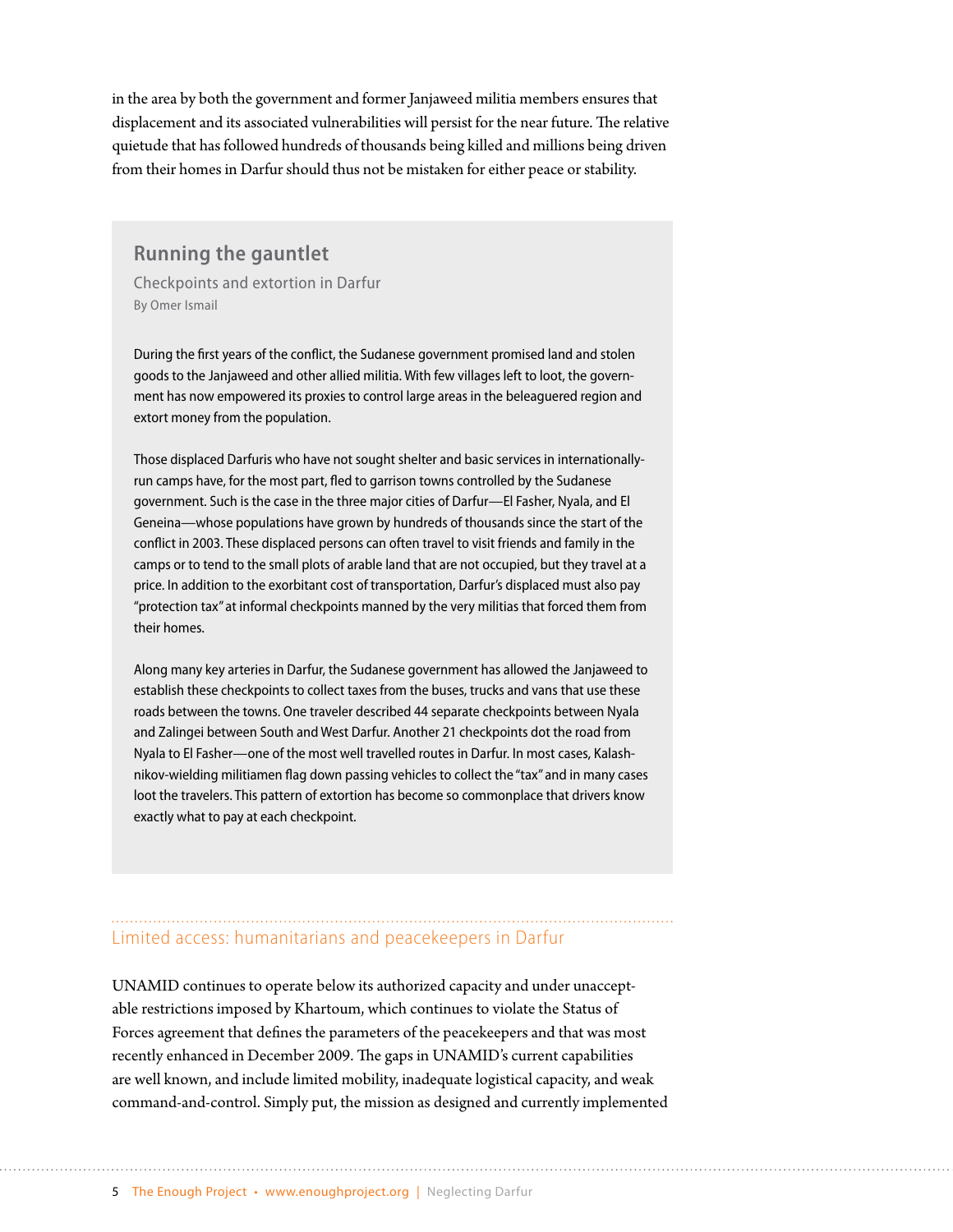in the area by both the government and former Janjaweed militia members ensures that displacement and its associated vulnerabilities will persist for the near future. The relative quietude that has followed hundreds of thousands being killed and millions being driven from their homes in Darfur should thus not be mistaken for either peace or stability.

### Running the gauntlet

Checkpoints and extortion in Darfur

By Omer Ismail

During the first years of the conflict, the Sudanese government promised land and stolen goods to the Janjaweed and other allied militia. With few villages left to loot, the government has now empowered its proxies to control large areas in the beleaguered region and extort money from the population.

Those displaced Darfuris who have not sought shelter and basic services in internationally-run camps have, for the most part, fled to garrison towns controlled by the Sudanese government. Such is the case in the three major cities of Darfur—El Fasher, Nyala, and El Geneina—whose populations have grown by hundreds of thousands since the start of the conflict in 2003. These displaced persons can often travel to visit friends and family in the camps or to tend to the small plots of arable land that are not occupied, but they travel at a price. In addition to the exorbitant cost of transportation, Darfur's displaced must also pay "protection tax" at informal checkpoints manned by the very militias that forced them from their homes.

Along many key arteries in Darfur, the Sudanese government has allowed the Janjaweed to establish these checkpoints to collect taxes from the buses, trucks and vans that use these roads between the towns. One traveler described 44 separate checkpoints between Nyala and Zalingei between South and West Darfur. Another 21 checkpoints dot the road from Nyala to El Fasher—one of the most well travelled routes in Darfur. In most cases, Kalashnikov-wielding militiamen flag down passing vehicles to collect the "tax" and in many cases loot the travelers. This pattern of extortion has become so commonplace that drivers know exactly what to pay at each checkpoint.

## Limited access: humanitarians and peacekeepers in Darfur

UNAMID continues to operate below its authorized capacity and under unacceptable restrictions imposed by Khartoum, which continues to violate the Status of Forces agreement that defines the parameters of the peacekeepers and that was most recently enhanced in December 2009. The gaps in UNAMID's current capabilities are well known, and include limited mobility, inadequate logistical capacity, and weak command-and-control. Simply put, the mission as designed and currently implemented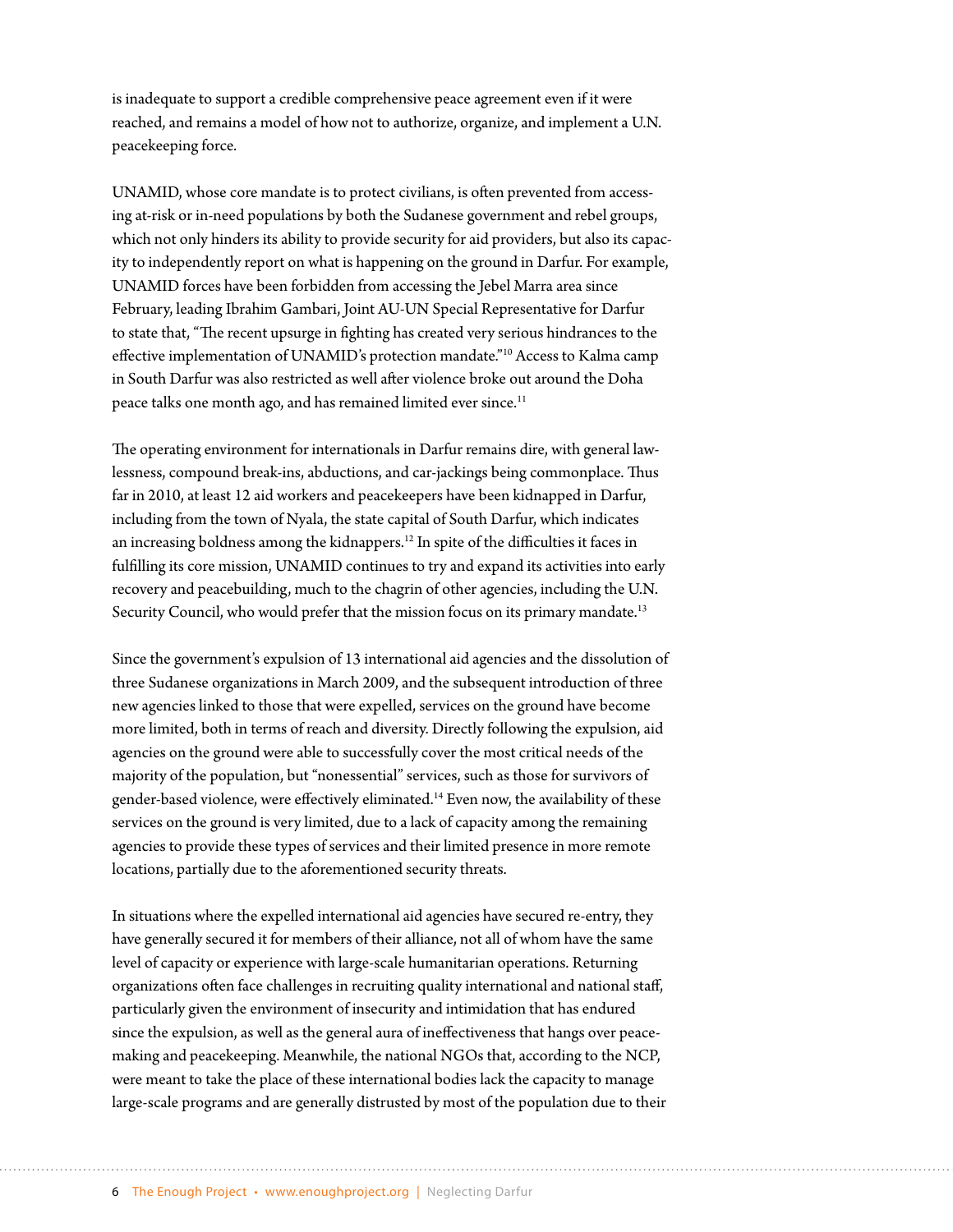is inadequate to support a credible comprehensive peace agreement even if it were reached, and remains a model of how not to authorize, organize, and implement a U.N. peacekeeping force.

UNAMID, whose core mandate is to protect civilians, is often prevented from accessing at-risk or in-need populations by both the Sudanese government and rebel groups, which not only hinders its ability to provide security for aid providers, but also its capacity to independently report on what is happening on the ground in Darfur. For example, UNAMID forces have been forbidden from accessing the Jebel Marra area since February, leading Ibrahim Gambari, Joint AU-UN Special Representative for Darfur to state that, "The recent upsurge in fighting has created very serious hindrances to the effective implementation of UNAMID's protection mandate."[10] Access to Kalma camp in South Darfur was also restricted as well after violence broke out around the Doha peace talks one month ago, and has remained limited ever since.[11]

The operating environment for internationals in Darfur remains dire, with general lawlessness, compound break-ins, abductions, and car-jackings being commonplace. Thus far in 2010, at least 12 aid workers and peacekeepers have been kidnapped in Darfur, including from the town of Nyala, the state capital of South Darfur, which indicates an increasing boldness among the kidnappers.[12] In spite of the difficulties it faces in fulfilling its core mission, UNAMID continues to try and expand its activities into early recovery and peacebuilding, much to the chagrin of other agencies, including the U.N. Security Council, who would prefer that the mission focus on its primary mandate.[13]

Since the government's expulsion of 13 international aid agencies and the dissolution of three Sudanese organizations in March 2009, and the subsequent introduction of three new agencies linked to those that were expelled, services on the ground have become more limited, both in terms of reach and diversity. Directly following the expulsion, aid agencies on the ground were able to successfully cover the most critical needs of the majority of the population, but "nonessential" services, such as those for survivors of gender-based violence, were effectively eliminated.[14] Even now, the availability of these services on the ground is very limited, due to a lack of capacity among the remaining agencies to provide these types of services and their limited presence in more remote locations, partially due to the aforementioned security threats.

In situations where the expelled international aid agencies have secured re-entry, they have generally secured it for members of their alliance, not all of whom have the same level of capacity or experience with large-scale humanitarian operations. Returning organizations often face challenges in recruiting quality international and national staff, particularly given the environment of insecurity and intimidation that has endured since the expulsion, as well as the general aura of ineffectiveness that hangs over peacemaking and peacekeeping. Meanwhile, the national NGOs that, according to the NCP, were meant to take the place of these international bodies lack the capacity to manage large-scale programs and are generally distrusted by most of the population due to their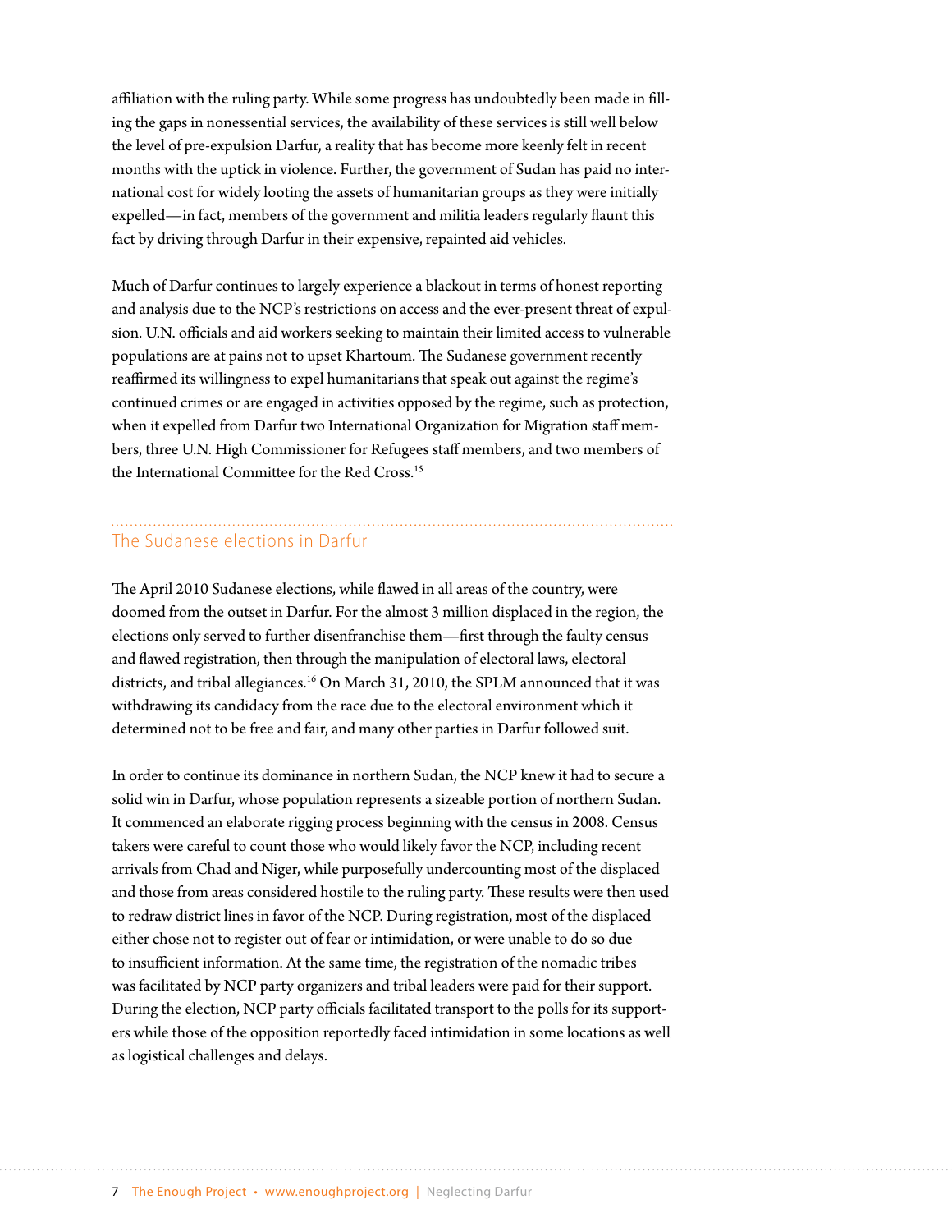affiliation with the ruling party. While some progress has undoubtedly been made in filling the gaps in nonessential services, the availability of these services is still well below the level of pre-expulsion Darfur, a reality that has become more keenly felt in recent months with the uptick in violence. Further, the government of Sudan has paid no international cost for widely looting the assets of humanitarian groups as they were initially expelled—in fact, members of the government and militia leaders regularly flaunt this fact by driving through Darfur in their expensive, repainted aid vehicles.

Much of Darfur continues to largely experience a blackout in terms of honest reporting and analysis due to the NCP's restrictions on access and the ever-present threat of expulsion. U.N. officials and aid workers seeking to maintain their limited access to vulnerable populations are at pains not to upset Khartoum. The Sudanese government recently reaffirmed its willingness to expel humanitarians that speak out against the regime's continued crimes or are engaged in activities opposed by the regime, such as protection, when it expelled from Darfur two International Organization for Migration staff members, three U.N. High Commissioner for Refugees staff members, and two members of the International Committee for the Red Cross.[15]

## The Sudanese elections in Darfur

The April 2010 Sudanese elections, while flawed in all areas of the country, were doomed from the outset in Darfur. For the almost 3 million displaced in the region, the elections only served to further disenfranchise them—first through the faulty census and flawed registration, then through the manipulation of electoral laws, electoral districts, and tribal allegiances.[16] On March 31, 2010, the SPLM announced that it was withdrawing its candidacy from the race due to the electoral environment which it determined not to be free and fair, and many other parties in Darfur followed suit.

In order to continue its dominance in northern Sudan, the NCP knew it had to secure a solid win in Darfur, whose population represents a sizeable portion of northern Sudan. It commenced an elaborate rigging process beginning with the census in 2008. Census takers were careful to count those who would likely favor the NCP, including recent arrivals from Chad and Niger, while purposefully undercounting most of the displaced and those from areas considered hostile to the ruling party. These results were then used to redraw district lines in favor of the NCP. During registration, most of the displaced either chose not to register out of fear or intimidation, or were unable to do so due to insufficient information. At the same time, the registration of the nomadic tribes was facilitated by NCP party organizers and tribal leaders were paid for their support. During the election, NCP party officials facilitated transport to the polls for its supporters while those of the opposition reportedly faced intimidation in some locations as well as logistical challenges and delays.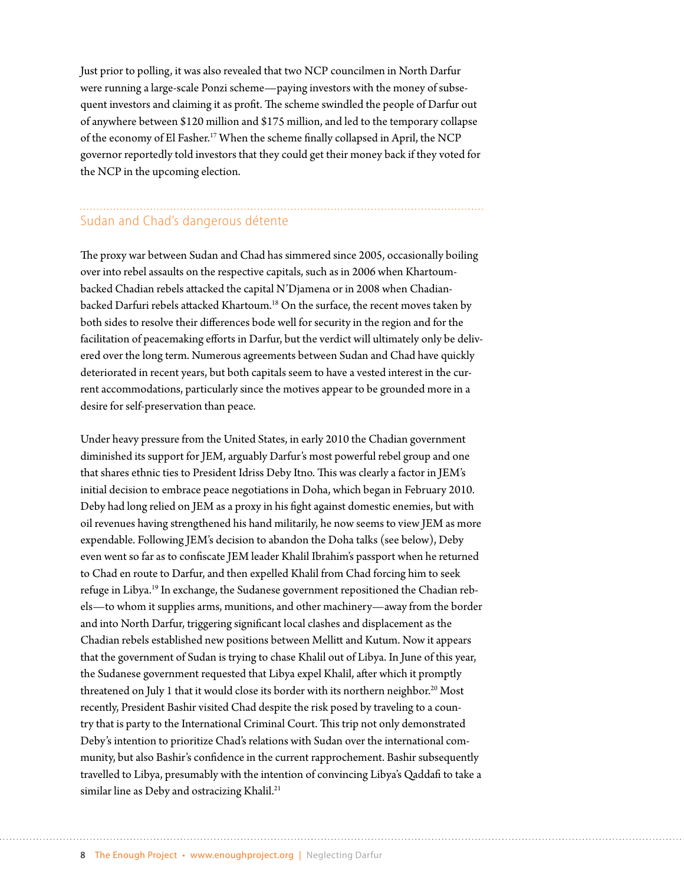Just prior to polling, it was also revealed that two NCP councilmen in North Darfur were running a large-scale Ponzi scheme—paying investors with the money of subsequent investors and claiming it as profit. The scheme swindled the people of Darfur out of anywhere between $120 million and $175 million, and led to the temporary collapse of the economy of El Fasher.[17] When the scheme finally collapsed in April, the NCP governor reportedly told investors that they could get their money back if they voted for the NCP in the upcoming election.

## Sudan and Chad's dangerous détente

The proxy war between Sudan and Chad has simmered since 2005, occasionally boiling over into rebel assaults on the respective capitals, such as in 2006 when Khartoum-backed Chadian rebels attacked the capital N'Djamena or in 2008 when Chadian-backed Darfuri rebels attacked Khartoum.[18] On the surface, the recent moves taken by both sides to resolve their differences bode well for security in the region and for the facilitation of peacemaking efforts in Darfur, but the verdict will ultimately only be delivered over the long term. Numerous agreements between Sudan and Chad have quickly deteriorated in recent years, but both capitals seem to have a vested interest in the current accommodations, particularly since the motives appear to be grounded more in a desire for self-preservation than peace.

Under heavy pressure from the United States, in early 2010 the Chadian government diminished its support for JEM, arguably Darfur's most powerful rebel group and one that shares ethnic ties to President Idriss Deby Itno. This was clearly a factor in JEM's initial decision to embrace peace negotiations in Doha, which began in February 2010. Deby had long relied on JEM as a proxy in his fight against domestic enemies, but with oil revenues having strengthened his hand militarily, he now seems to view JEM as more expendable. Following JEM's decision to abandon the Doha talks (see below), Deby even went so far as to confiscate JEM leader Khalil Ibrahim's passport when he returned to Chad en route to Darfur, and then expelled Khalil from Chad forcing him to seek refuge in Libya.[19] In exchange, the Sudanese government repositioned the Chadian rebels—to whom it supplies arms, munitions, and other machinery—away from the border and into North Darfur, triggering significant local clashes and displacement as the Chadian rebels established new positions between Mellitt and Kutum. Now it appears that the government of Sudan is trying to chase Khalil out of Libya. In June of this year, the Sudanese government requested that Libya expel Khalil, after which it promptly threatened on July 1 that it would close its border with its northern neighbor.[20] Most recently, President Bashir visited Chad despite the risk posed by traveling to a country that is party to the International Criminal Court. This trip not only demonstrated Deby's intention to prioritize Chad's relations with Sudan over the international community, but also Bashir's confidence in the current rapprochement. Bashir subsequently travelled to Libya, presumably with the intention of convincing Libya's Qaddafi to take a similar line as Deby and ostracizing Khalil.[21]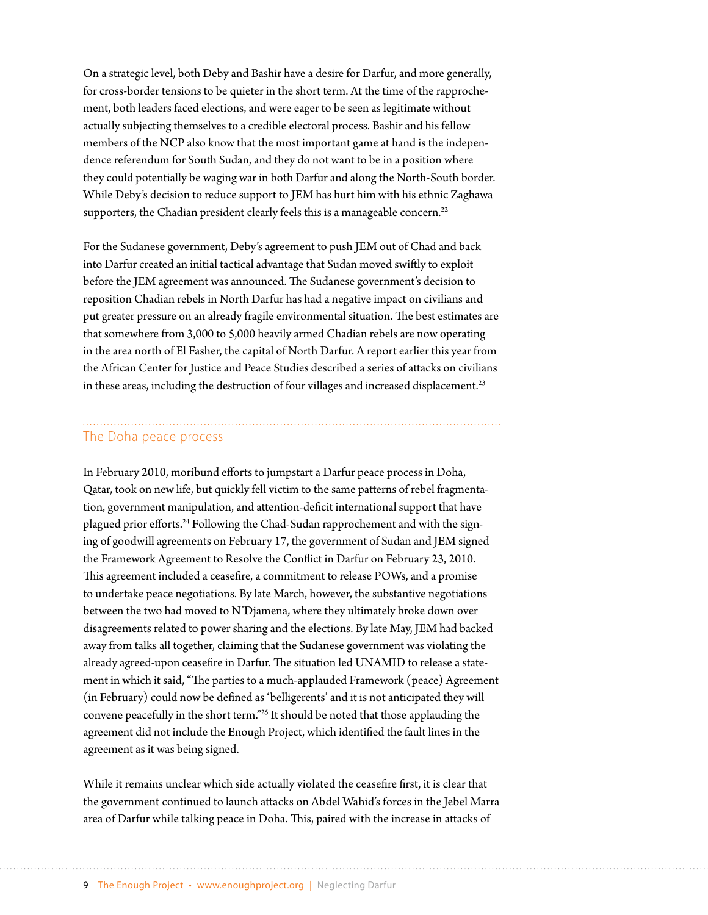On a strategic level, both Deby and Bashir have a desire for Darfur, and more generally, for cross-border tensions to be quieter in the short term. At the time of the rapprochement, both leaders faced elections, and were eager to be seen as legitimate without actually subjecting themselves to a credible electoral process. Bashir and his fellow members of the NCP also know that the most important game at hand is the independence referendum for South Sudan, and they do not want to be in a position where they could potentially be waging war in both Darfur and along the North-South border. While Deby's decision to reduce support to JEM has hurt him with his ethnic Zaghawa supporters, the Chadian president clearly feels this is a manageable concern.[22]

For the Sudanese government, Deby's agreement to push JEM out of Chad and back into Darfur created an initial tactical advantage that Sudan moved swiftly to exploit before the JEM agreement was announced. The Sudanese government's decision to reposition Chadian rebels in North Darfur has had a negative impact on civilians and put greater pressure on an already fragile environmental situation. The best estimates are that somewhere from 3,000 to 5,000 heavily armed Chadian rebels are now operating in the area north of El Fasher, the capital of North Darfur. A report earlier this year from the African Center for Justice and Peace Studies described a series of attacks on civilians in these areas, including the destruction of four villages and increased displacement.[23]

## The Doha peace process

In February 2010, moribund efforts to jumpstart a Darfur peace process in Doha, Qatar, took on new life, but quickly fell victim to the same patterns of rebel fragmentation, government manipulation, and attention-deficit international support that have plagued prior efforts.[24] Following the Chad-Sudan rapprochement and with the signing of goodwill agreements on February 17, the government of Sudan and JEM signed the Framework Agreement to Resolve the Conflict in Darfur on February 23, 2010. This agreement included a ceasefire, a commitment to release POWs, and a promise to undertake peace negotiations. By late March, however, the substantive negotiations between the two had moved to N'Djamena, where they ultimately broke down over disagreements related to power sharing and the elections. By late May, JEM had backed away from talks all together, claiming that the Sudanese government was violating the already agreed-upon ceasefire in Darfur. The situation led UNAMID to release a statement in which it said, "The parties to a much-applauded Framework (peace) Agreement (in February) could now be defined as 'belligerents' and it is not anticipated they will convene peacefully in the short term."[25] It should be noted that those applauding the agreement did not include the Enough Project, which identified the fault lines in the agreement as it was being signed.

While it remains unclear which side actually violated the ceasefire first, it is clear that the government continued to launch attacks on Abdel Wahid's forces in the Jebel Marra area of Darfur while talking peace in Doha. This, paired with the increase in attacks of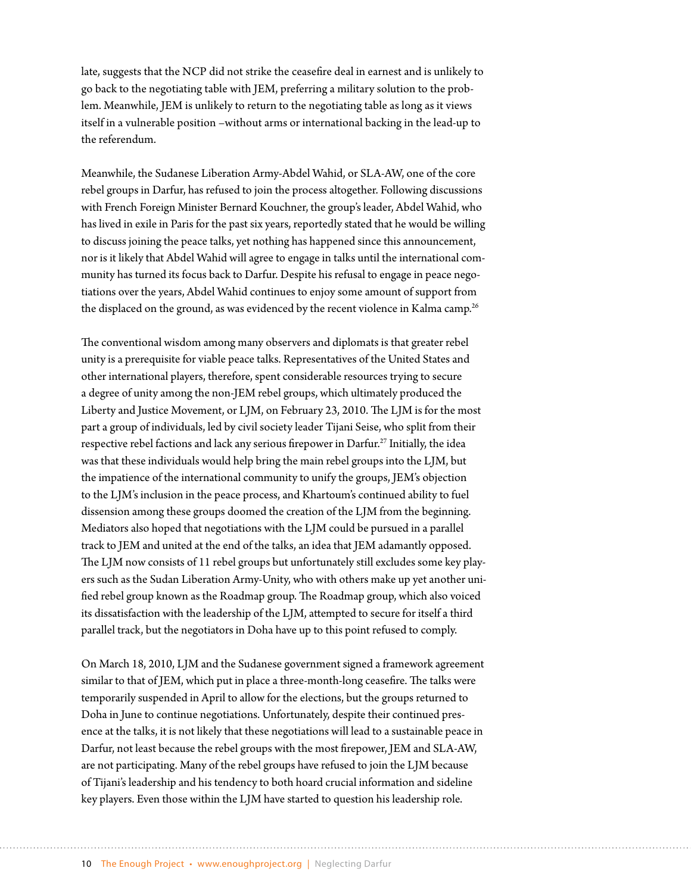late, suggests that the NCP did not strike the ceasefire deal in earnest and is unlikely to go back to the negotiating table with JEM, preferring a military solution to the problem. Meanwhile, JEM is unlikely to return to the negotiating table as long as it views itself in a vulnerable position –without arms or international backing in the lead-up to the referendum.

Meanwhile, the Sudanese Liberation Army-Abdel Wahid, or SLA-AW, one of the core rebel groups in Darfur, has refused to join the process altogether. Following discussions with French Foreign Minister Bernard Kouchner, the group's leader, Abdel Wahid, who has lived in exile in Paris for the past six years, reportedly stated that he would be willing to discuss joining the peace talks, yet nothing has happened since this announcement, nor is it likely that Abdel Wahid will agree to engage in talks until the international community has turned its focus back to Darfur. Despite his refusal to engage in peace negotiations over the years, Abdel Wahid continues to enjoy some amount of support from the displaced on the ground, as was evidenced by the recent violence in Kalma camp.[26]

The conventional wisdom among many observers and diplomats is that greater rebel unity is a prerequisite for viable peace talks. Representatives of the United States and other international players, therefore, spent considerable resources trying to secure a degree of unity among the non-JEM rebel groups, which ultimately produced the Liberty and Justice Movement, or LJM, on February 23, 2010. The LJM is for the most part a group of individuals, led by civil society leader Tijani Seise, who split from their respective rebel factions and lack any serious firepower in Darfur.[27] Initially, the idea was that these individuals would help bring the main rebel groups into the LJM, but the impatience of the international community to unify the groups, JEM's objection to the LJM's inclusion in the peace process, and Khartoum's continued ability to fuel dissension among these groups doomed the creation of the LJM from the beginning. Mediators also hoped that negotiations with the LJM could be pursued in a parallel track to JEM and united at the end of the talks, an idea that JEM adamantly opposed. The LJM now consists of 11 rebel groups but unfortunately still excludes some key players such as the Sudan Liberation Army-Unity, who with others make up yet another unified rebel group known as the Roadmap group. The Roadmap group, which also voiced its dissatisfaction with the leadership of the LJM, attempted to secure for itself a third parallel track, but the negotiators in Doha have up to this point refused to comply.

On March 18, 2010, LJM and the Sudanese government signed a framework agreement similar to that of JEM, which put in place a three-month-long ceasefire. The talks were temporarily suspended in April to allow for the elections, but the groups returned to Doha in June to continue negotiations. Unfortunately, despite their continued presence at the talks, it is not likely that these negotiations will lead to a sustainable peace in Darfur, not least because the rebel groups with the most firepower, JEM and SLA-AW, are not participating. Many of the rebel groups have refused to join the LJM because of Tijani's leadership and his tendency to both hoard crucial information and sideline key players. Even those within the LJM have started to question his leadership role.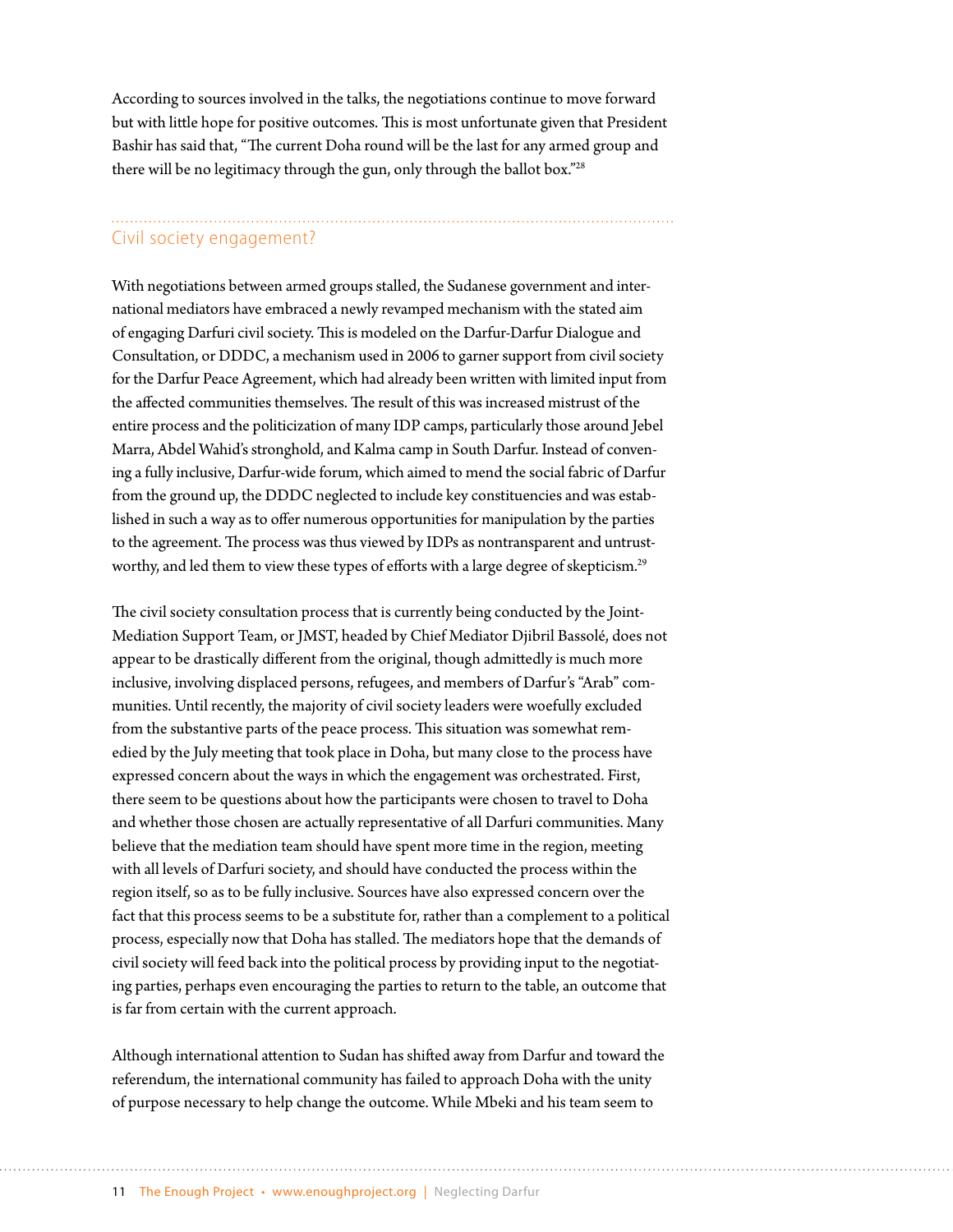According to sources involved in the talks, the negotiations continue to move forward but with little hope for positive outcomes. This is most unfortunate given that President Bashir has said that, "The current Doha round will be the last for any armed group and there will be no legitimacy through the gun, only through the ballot box."[28]

## Civil society engagement?

With negotiations between armed groups stalled, the Sudanese government and international mediators have embraced a newly revamped mechanism with the stated aim of engaging Darfuri civil society. This is modeled on the Darfur-Darfur Dialogue and Consultation, or DDDC, a mechanism used in 2006 to garner support from civil society for the Darfur Peace Agreement, which had already been written with limited input from the affected communities themselves. The result of this was increased mistrust of the entire process and the politicization of many IDP camps, particularly those around Jebel Marra, Abdel Wahid's stronghold, and Kalma camp in South Darfur. Instead of convening a fully inclusive, Darfur-wide forum, which aimed to mend the social fabric of Darfur from the ground up, the DDDC neglected to include key constituencies and was established in such a way as to offer numerous opportunities for manipulation by the parties to the agreement. The process was thus viewed by IDPs as nontransparent and untrustworthy, and led them to view these types of efforts with a large degree of skepticism.[29]

The civil society consultation process that is currently being conducted by the Joint-Mediation Support Team, or JMST, headed by Chief Mediator Djibril Bassolé, does not appear to be drastically different from the original, though admittedly is much more inclusive, involving displaced persons, refugees, and members of Darfur's "Arab" communities. Until recently, the majority of civil society leaders were woefully excluded from the substantive parts of the peace process. This situation was somewhat remedied by the July meeting that took place in Doha, but many close to the process have expressed concern about the ways in which the engagement was orchestrated. First, there seem to be questions about how the participants were chosen to travel to Doha and whether those chosen are actually representative of all Darfuri communities. Many believe that the mediation team should have spent more time in the region, meeting with all levels of Darfuri society, and should have conducted the process within the region itself, so as to be fully inclusive. Sources have also expressed concern over the fact that this process seems to be a substitute for, rather than a complement to a political process, especially now that Doha has stalled. The mediators hope that the demands of civil society will feed back into the political process by providing input to the negotiating parties, perhaps even encouraging the parties to return to the table, an outcome that is far from certain with the current approach.

Although international attention to Sudan has shifted away from Darfur and toward the referendum, the international community has failed to approach Doha with the unity of purpose necessary to help change the outcome. While Mbeki and his team seem to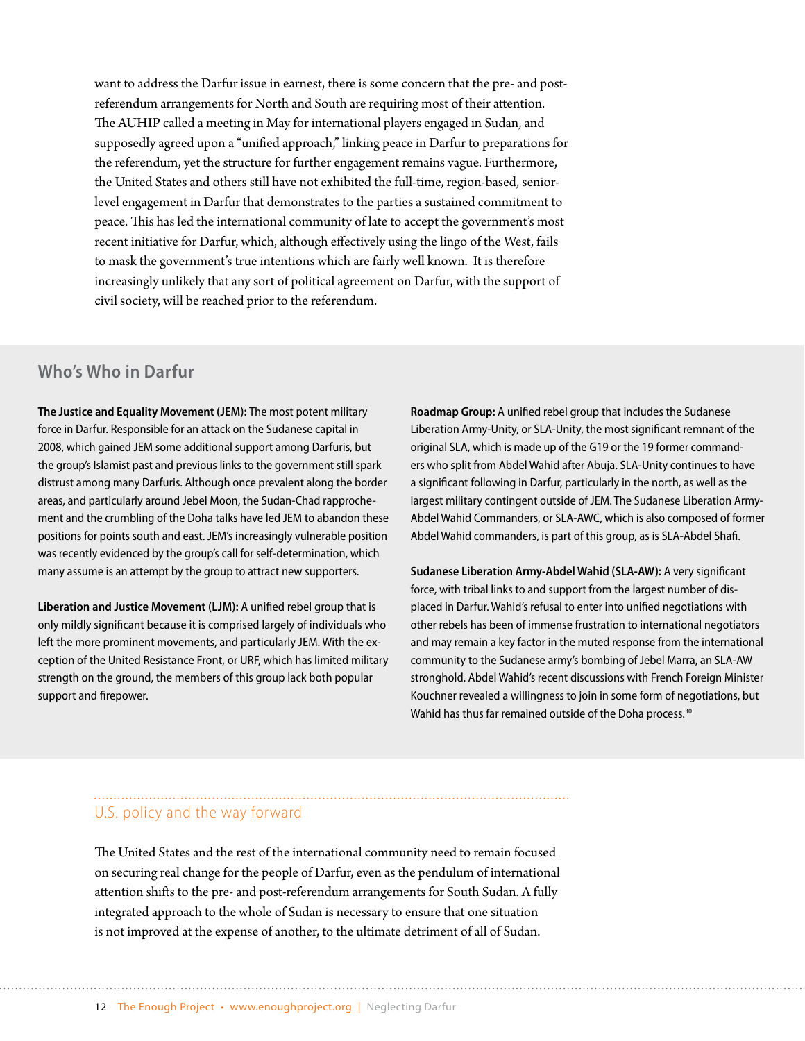want to address the Darfur issue in earnest, there is some concern that the pre- and post-referendum arrangements for North and South are requiring most of their attention. The AUHIP called a meeting in May for international players engaged in Sudan, and supposedly agreed upon a "unified approach," linking peace in Darfur to preparations for the referendum, yet the structure for further engagement remains vague. Furthermore, the United States and others still have not exhibited the full-time, region-based, senior-level engagement in Darfur that demonstrates to the parties a sustained commitment to peace. This has led the international community of late to accept the government's most recent initiative for Darfur, which, although effectively using the lingo of the West, fails to mask the government's true intentions which are fairly well known. It is therefore increasingly unlikely that any sort of political agreement on Darfur, with the support of civil society, will be reached prior to the referendum.

## Who's Who in Darfur

**The Justice and Equality Movement (JEM):** The most potent military force in Darfur. Responsible for an attack on the Sudanese capital in 2008, which gained JEM some additional support among Darfuris, but the group's Islamist past and previous links to the government still spark distrust among many Darfuris. Although once prevalent along the border areas, and particularly around Jebel Moon, the Sudan-Chad rapprochement and the crumbling of the Doha talks have led JEM to abandon these positions for points south and east. JEM's increasingly vulnerable position was recently evidenced by the group's call for self-determination, which many assume is an attempt by the group to attract new supporters.

**Liberation and Justice Movement (LJM):** A unified rebel group that is only mildly significant because it is comprised largely of individuals who left the more prominent movements, and particularly JEM. With the exception of the United Resistance Front, or URF, which has limited military strength on the ground, the members of this group lack both popular support and firepower.

**Roadmap Group:** A unified rebel group that includes the Sudanese Liberation Army-Unity, or SLA-Unity, the most significant remnant of the original SLA, which is made up of the G19 or the 19 former commanders who split from Abdel Wahid after Abuja. SLA-Unity continues to have a significant following in Darfur, particularly in the north, as well as the largest military contingent outside of JEM. The Sudanese Liberation Army-Abdel Wahid Commanders, or SLA-AWC, which is also composed of former Abdel Wahid commanders, is part of this group, as is SLA-Abdel Shafi.

**Sudanese Liberation Army-Abdel Wahid (SLA-AW):** A very significant force, with tribal links to and support from the largest number of displaced in Darfur. Wahid's refusal to enter into unified negotiations with other rebels has been of immense frustration to international negotiators and may remain a key factor in the muted response from the international community to the Sudanese army's bombing of Jebel Marra, an SLA-AW stronghold. Abdel Wahid's recent discussions with French Foreign Minister Kouchner revealed a willingness to join in some form of negotiations, but Wahid has thus far remained outside of the Doha process.[30]

## U.S. policy and the way forward

The United States and the rest of the international community need to remain focused on securing real change for the people of Darfur, even as the pendulum of international attention shifts to the pre- and post-referendum arrangements for South Sudan. A fully integrated approach to the whole of Sudan is necessary to ensure that one situation is not improved at the expense of another, to the ultimate detriment of all of Sudan.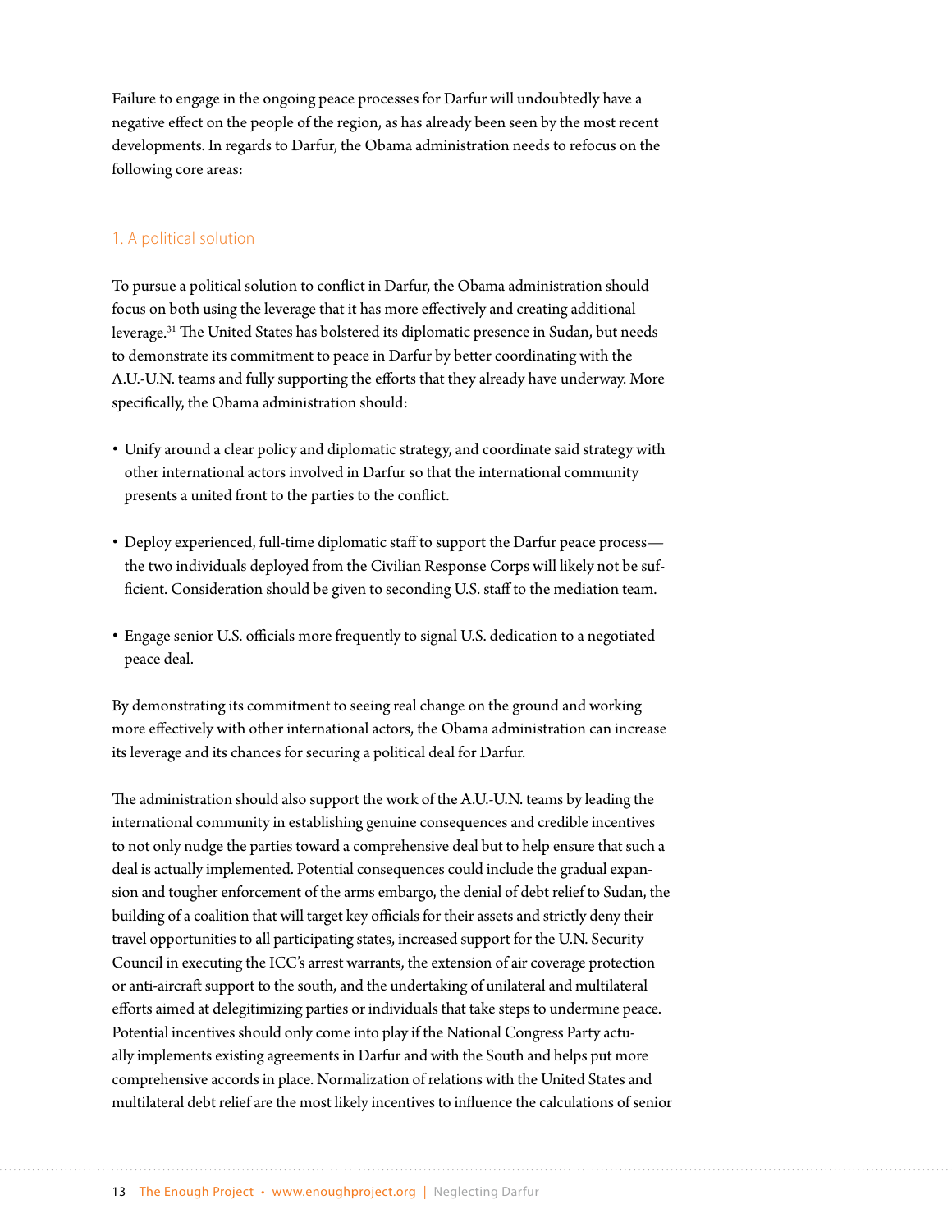Failure to engage in the ongoing peace processes for Darfur will undoubtedly have a negative effect on the people of the region, as has already been seen by the most recent developments. In regards to Darfur, the Obama administration needs to refocus on the following core areas:

### 1. A political solution

To pursue a political solution to conflict in Darfur, the Obama administration should focus on both using the leverage that it has more effectively and creating additional leverage.[31] The United States has bolstered its diplomatic presence in Sudan, but needs to demonstrate its commitment to peace in Darfur by better coordinating with the A.U.-U.N. teams and fully supporting the efforts that they already have underway. More specifically, the Obama administration should:

- Unify around a clear policy and diplomatic strategy, and coordinate said strategy with other international actors involved in Darfur so that the international community presents a united front to the parties to the conflict.
- Deploy experienced, full-time diplomatic staff to support the Darfur peace process—the two individuals deployed from the Civilian Response Corps will likely not be sufficient. Consideration should be given to seconding U.S. staff to the mediation team.
- Engage senior U.S. officials more frequently to signal U.S. dedication to a negotiated peace deal.

By demonstrating its commitment to seeing real change on the ground and working more effectively with other international actors, the Obama administration can increase its leverage and its chances for securing a political deal for Darfur.

The administration should also support the work of the A.U.-U.N. teams by leading the international community in establishing genuine consequences and credible incentives to not only nudge the parties toward a comprehensive deal but to help ensure that such a deal is actually implemented. Potential consequences could include the gradual expansion and tougher enforcement of the arms embargo, the denial of debt relief to Sudan, the building of a coalition that will target key officials for their assets and strictly deny their travel opportunities to all participating states, increased support for the U.N. Security Council in executing the ICC's arrest warrants, the extension of air coverage protection or anti-aircraft support to the south, and the undertaking of unilateral and multilateral efforts aimed at delegitimizing parties or individuals that take steps to undermine peace. Potential incentives should only come into play if the National Congress Party actually implements existing agreements in Darfur and with the South and helps put more comprehensive accords in place. Normalization of relations with the United States and multilateral debt relief are the most likely incentives to influence the calculations of senior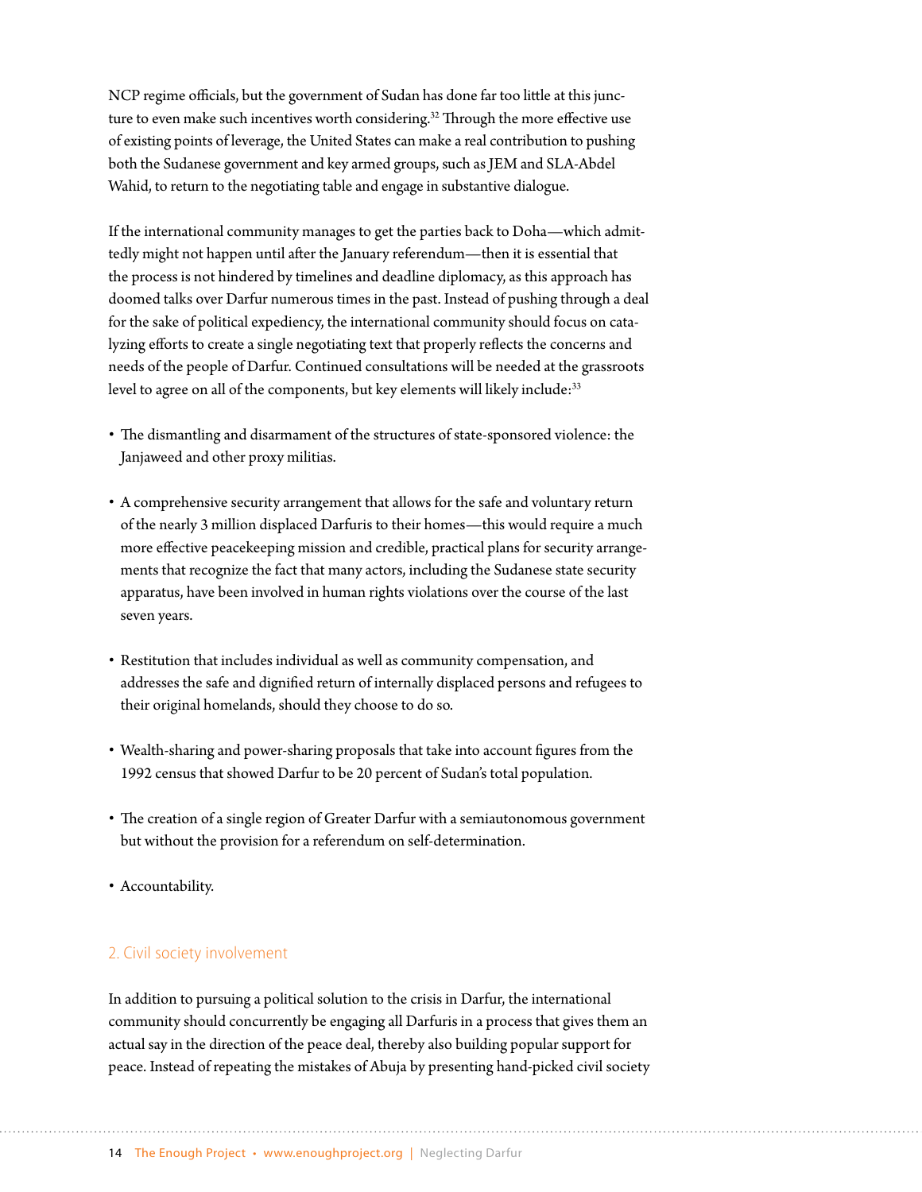NCP regime officials, but the government of Sudan has done far too little at this juncture to even make such incentives worth considering.[32] Through the more effective use of existing points of leverage, the United States can make a real contribution to pushing both the Sudanese government and key armed groups, such as JEM and SLA-Abdel Wahid, to return to the negotiating table and engage in substantive dialogue.

If the international community manages to get the parties back to Doha—which admittedly might not happen until after the January referendum—then it is essential that the process is not hindered by timelines and deadline diplomacy, as this approach has doomed talks over Darfur numerous times in the past. Instead of pushing through a deal for the sake of political expediency, the international community should focus on catalyzing efforts to create a single negotiating text that properly reflects the concerns and needs of the people of Darfur. Continued consultations will be needed at the grassroots level to agree on all of the components, but key elements will likely include:[33]

- The dismantling and disarmament of the structures of state-sponsored violence: the Janjaweed and other proxy militias.
- A comprehensive security arrangement that allows for the safe and voluntary return of the nearly 3 million displaced Darfuris to their homes—this would require a much more effective peacekeeping mission and credible, practical plans for security arrangements that recognize the fact that many actors, including the Sudanese state security apparatus, have been involved in human rights violations over the course of the last seven years.
- Restitution that includes individual as well as community compensation, and addresses the safe and dignified return of internally displaced persons and refugees to their original homelands, should they choose to do so.
- Wealth-sharing and power-sharing proposals that take into account figures from the 1992 census that showed Darfur to be 20 percent of Sudan's total population.
- The creation of a single region of Greater Darfur with a semiautonomous government but without the provision for a referendum on self-determination.
- Accountability.

## 2. Civil society involvement

In addition to pursuing a political solution to the crisis in Darfur, the international community should concurrently be engaging all Darfuris in a process that gives them an actual say in the direction of the peace deal, thereby also building popular support for peace. Instead of repeating the mistakes of Abuja by presenting hand-picked civil society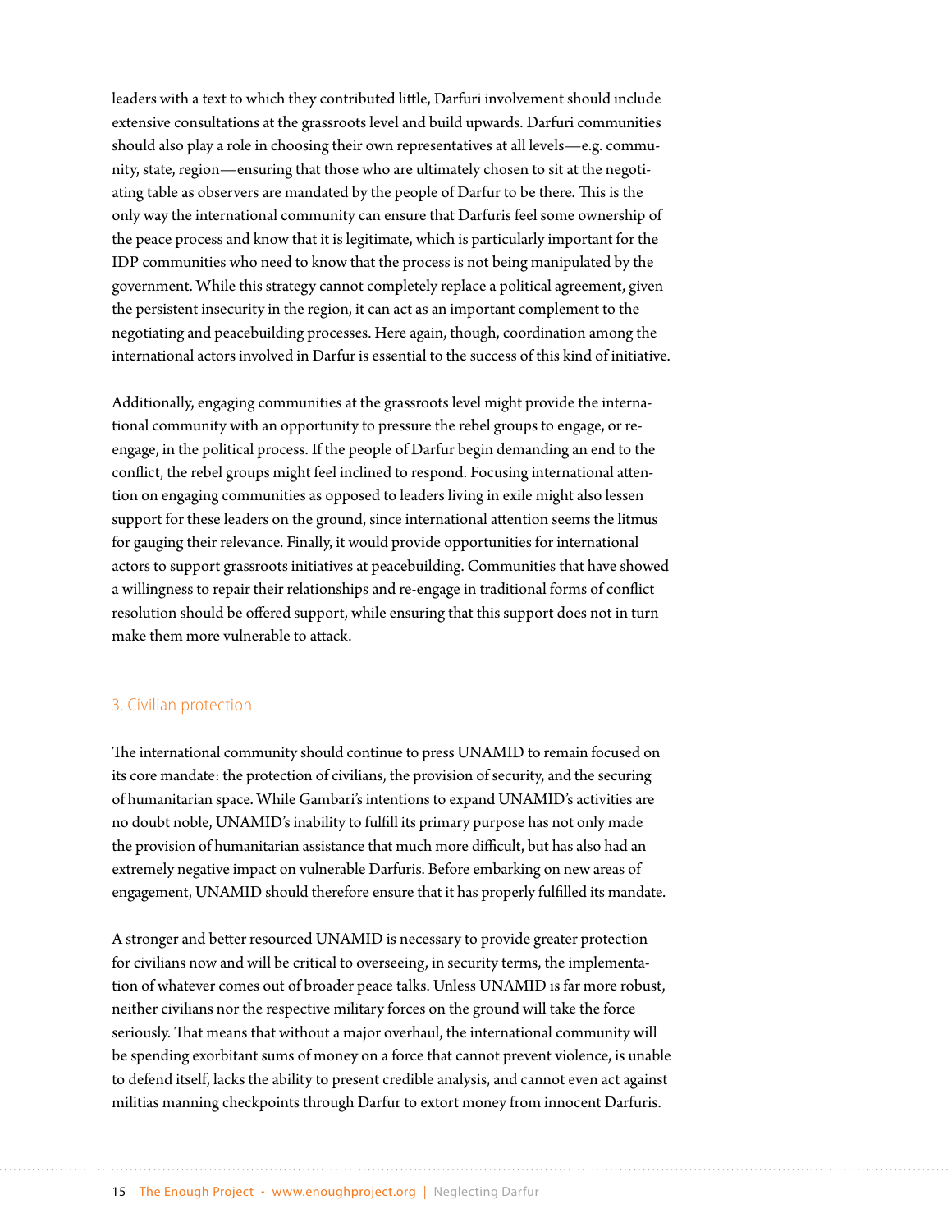leaders with a text to which they contributed little, Darfuri involvement should include extensive consultations at the grassroots level and build upwards. Darfuri communities should also play a role in choosing their own representatives at all levels—e.g. community, state, region—ensuring that those who are ultimately chosen to sit at the negotiating table as observers are mandated by the people of Darfur to be there. This is the only way the international community can ensure that Darfuris feel some ownership of the peace process and know that it is legitimate, which is particularly important for the IDP communities who need to know that the process is not being manipulated by the government. While this strategy cannot completely replace a political agreement, given the persistent insecurity in the region, it can act as an important complement to the negotiating and peacebuilding processes. Here again, though, coordination among the international actors involved in Darfur is essential to the success of this kind of initiative.

Additionally, engaging communities at the grassroots level might provide the international community with an opportunity to pressure the rebel groups to engage, or re-engage, in the political process. If the people of Darfur begin demanding an end to the conflict, the rebel groups might feel inclined to respond. Focusing international attention on engaging communities as opposed to leaders living in exile might also lessen support for these leaders on the ground, since international attention seems the litmus for gauging their relevance. Finally, it would provide opportunities for international actors to support grassroots initiatives at peacebuilding. Communities that have showed a willingness to repair their relationships and re-engage in traditional forms of conflict resolution should be offered support, while ensuring that this support does not in turn make them more vulnerable to attack.

### 3. Civilian protection

The international community should continue to press UNAMID to remain focused on its core mandate: the protection of civilians, the provision of security, and the securing of humanitarian space. While Gambari's intentions to expand UNAMID's activities are no doubt noble, UNAMID's inability to fulfill its primary purpose has not only made the provision of humanitarian assistance that much more difficult, but has also had an extremely negative impact on vulnerable Darfuris. Before embarking on new areas of engagement, UNAMID should therefore ensure that it has properly fulfilled its mandate.

A stronger and better resourced UNAMID is necessary to provide greater protection for civilians now and will be critical to overseeing, in security terms, the implementation of whatever comes out of broader peace talks. Unless UNAMID is far more robust, neither civilians nor the respective military forces on the ground will take the force seriously. That means that without a major overhaul, the international community will be spending exorbitant sums of money on a force that cannot prevent violence, is unable to defend itself, lacks the ability to present credible analysis, and cannot even act against militias manning checkpoints through Darfur to extort money from innocent Darfuris.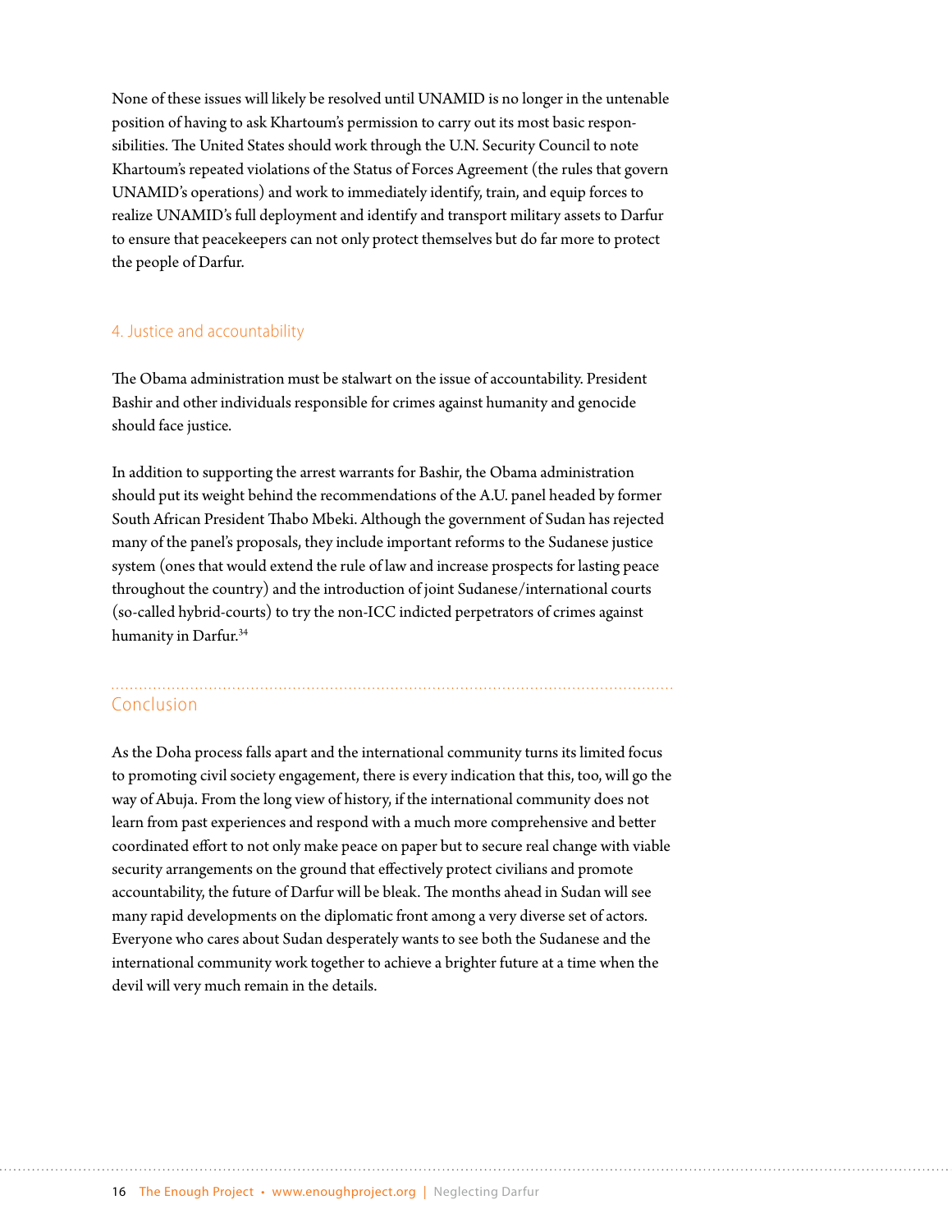None of these issues will likely be resolved until UNAMID is no longer in the untenable position of having to ask Khartoum's permission to carry out its most basic responsibilities. The United States should work through the U.N. Security Council to note Khartoum's repeated violations of the Status of Forces Agreement (the rules that govern UNAMID's operations) and work to immediately identify, train, and equip forces to realize UNAMID's full deployment and identify and transport military assets to Darfur to ensure that peacekeepers can not only protect themselves but do far more to protect the people of Darfur.

### 4. Justice and accountability

The Obama administration must be stalwart on the issue of accountability. President Bashir and other individuals responsible for crimes against humanity and genocide should face justice.

In addition to supporting the arrest warrants for Bashir, the Obama administration should put its weight behind the recommendations of the A.U. panel headed by former South African President Thabo Mbeki. Although the government of Sudan has rejected many of the panel's proposals, they include important reforms to the Sudanese justice system (ones that would extend the rule of law and increase prospects for lasting peace throughout the country) and the introduction of joint Sudanese/international courts (so-called hybrid-courts) to try the non-ICC indicted perpetrators of crimes against humanity in Darfur.[34]

## Conclusion

As the Doha process falls apart and the international community turns its limited focus to promoting civil society engagement, there is every indication that this, too, will go the way of Abuja. From the long view of history, if the international community does not learn from past experiences and respond with a much more comprehensive and better coordinated effort to not only make peace on paper but to secure real change with viable security arrangements on the ground that effectively protect civilians and promote accountability, the future of Darfur will be bleak. The months ahead in Sudan will see many rapid developments on the diplomatic front among a very diverse set of actors. Everyone who cares about Sudan desperately wants to see both the Sudanese and the international community work together to achieve a brighter future at a time when the devil will very much remain in the details.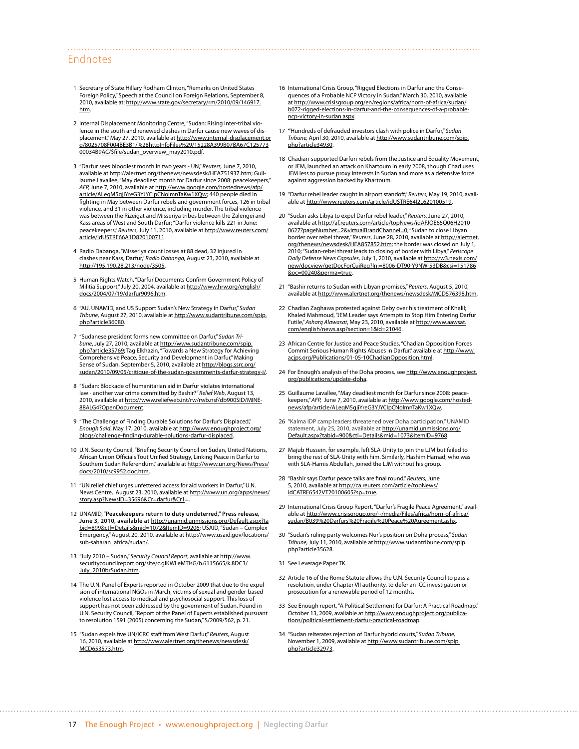## Endnotes

1. Secretary of State Hillary Rodham Clinton, "Remarks on United States Foreign Policy," Speech at the Council on Foreign Relations, September 8, 2010, available at: http://www.state.gov/secretary/rm/2010/09/146917.htm.

2. Internal Displacement Monitoring Centre, "Sudan: Rising inter-tribal violence in the south and renewed clashes in Darfur cause new waves of displacement," May 27, 2010, available at http://www.internal-displacement.org/8025708F004BE3B1/%28httpInfoFiles%29/15228A399B07BA67C12577300034B9AC/$file/sudan_overview_may2010.pdf.

3. "Darfur sees bloodiest month in two years - UN," *Reuters,* June 7, 2010, available at http://alertnet.org/thenews/newsdesk/HEA751937.htm; Guillaume Lavallee, "May deadliest month for Darfur since 2008: peacekeepers," *AFP,* June 7, 2010, available at http://www.google.com/hostednews/afp/article/ALeqM5gjiYreG3YJYClpCNolmnTaKw1XQw; 440 people died in fighting in May between Darfur rebels and government forces, 126 in tribal violence, and 31 in other violence, including murder. The tribal violence was between the Rizeigat and Misseriya tribes between the Zalengei and Kass areas of West and South Darfur; "Darfur violence kills 221 in June: peacekeepers," *Reuters*, July 11, 2010, available at http://www.reuters.com/article/idUSTRE66A1D820100711.

4. Radio Dabanga, "Misseriya count losses at 88 dead, 32 injured in clashes near Kass, Darfur," *Radio Dabanga,* August 23, 2010, available at http://195.190.28.213/node/3505.

5. Human Rights Watch, "Darfur Documents Confirm Government Policy of Militia Support," July 20, 2004, available at http://www.hrw.org/english/docs/2004/07/19/darfur9096.htm.

6. "AU, UNAMID, and US Support Sudan's New Strategy in Darfur," *Sudan Tribune*, August 27, 2010, available at http://www.sudantribune.com/spip.php?article36080.

7. "Sudanese president forms new committee on Darfur," *Sudan Tribune*, July 27, 2010, available at http://www.sudantribune.com/spip.php?article35769; Tag Elkhazin, "Towards a New Strategy for Achieving Comprehensive Peace, Security and Development in Darfur," Making Sense of Sudan, September 5, 2010, available at http://blogs.ssrc.org/sudan/2010/09/05/critique-of-the-sudan-governments-darfur-strategy-i/.

8. "Sudan: Blockade of humanitarian aid in Darfur violates international law - another war crime committed by Bashir?" *Relief Web*, August 13, 2010, available at http://www.reliefweb.int/rw/rwb.nsf/db900SID/MINE-88ALG4?OpenDocument.

9. "The Challenge of Finding Durable Solutions for Darfur's Displaced," *Enough Said*, May 17, 2010, available at http://www.enoughproject.org/blogs/challenge-finding-durable-solutions-darfur-displaced.

10. U.N. Security Council, "Briefing Security Council on Sudan, United Nations, African Union Officials Tout Unified Strategy, Linking Peace in Darfur to Southern Sudan Referendum," available at http://www.un.org/News/Press/docs/2010/sc9952.doc.htm.

11. "UN relief chief urges unfettered access for aid workers in Darfur," U.N. News Centre, August 23, 2010, available at http://www.un.org/apps/news/story.asp?NewsID=35696&Cr=darfur&Cr1=.

12. UNAMID, "**Peacekeepers return to duty undeterred," Press release, June 3, 2010, available at** http://unamid.unmissions.org/Default.aspx?tabid=899&ctl=Details&mid=1072&ItemID=9206; USAID, "Sudan – Complex Emergency," August 20, 2010, available at http://www.usaid.gov/locations/sub-saharan_africa/sudan/.

13. "July 2010 – Sudan," *Security Council Report*, available at http://www.securitycouncilreport.org/site/c.glKWLeMTIsG/b.6115665/k.8DC3/July_2010brSudan.htm.

14. The U.N. Panel of Experts reported in October 2009 that due to the expulsion of international NGOs in March, victims of sexual and gender-based violence lost access to medical and psychosocial support. This loss of support has not been addressed by the government of Sudan. Found in U.N. Security Council, "Report of the Panel of Experts established pursuant to resolution 1591 (2005) concerning the Sudan," S/2009/562, p. 21.

15. "Sudan expels five UN/ICRC staff from West Darfur," *Reuters*, August 16, 2010, available at http://www.alertnet.org/thenews/newsdesk/MCD653573.htm.

16. International Crisis Group, "Rigged Elections in Darfur and the Consequences of a Probable NCP Victory in Sudan," March 30, 2010, available at http://www.crisisgroup.org/en/regions/africa/horn-of-africa/sudan/b072-rigged-elections-in-darfur-and-the-consequences-of-a-probable-ncp-victory-in-sudan.aspx.

17. "Hundreds of defrauded investors clash with police in Darfur," *Sudan Tribune,* April 30, 2010, available at http://www.sudantribune.com/spip.php?article34930.

18. Chadian-supported Darfuri rebels from the Justice and Equality Movement, or JEM, launched an attack on Khartoum in early 2008, though Chad uses JEM less to pursue proxy interests in Sudan and more as a defensive force against aggression backed by Khartoum.

19. "Darfur rebel leader caught in airport standoff," *Reuters,* May 19, 2010, available at http://www.reuters.com/article/idUSTRE64I2L620100519.

20. "Sudan asks Libya to expel Darfur rebel leader," *Reuters,* June 27, 2010, available at http://af.reuters.com/article/topNews/idAFJOE65Q06H20100627?pageNumber=2&virtualBrandChannel=0; "Sudan to close Libyan border over rebel threat," *Reuters*, June 28, 2010, available at http://alertnet.org/thenews/newsdesk/HEA857852.htm; the border was closed on July 1, 2010; "Sudan-rebel threat leads to closing of border with Libya," *Periscope Daily Defense News Capsules*, July 1, 2010, available at http://w3.nexis.com/new/docview/getDocForCuiReq?lni=8006-DT90-Y9NW-53DB&csi=151786&oc=00240&perma=true.

21. "Bashir returns to Sudan with Libyan promises," *Reuters*, August 5, 2010, available at http://www.alertnet.org/thenews/newsdesk/MCD576398.htm.

22. Chadian Zaghawa protested against Deby over his treatment of Khalil; Khaled Mahmoud, "JEM Leader says Attempts to Stop Him Entering Darfur Futile," *Asharq Alawasat*, May 23, 2010, available at http://www.aawsat.com/english/news.asp?section=1&id=21046.

23. African Centre for Justice and Peace Studies, "Chadian Opposition Forces Commit Serious Human Rights Abuses in Darfur," available at http://www.acjps.org/Publications/01-05-10ChadianOpposition.html.

24. For Enough's analysis of the Doha process, see http://www.enoughproject.org/publications/update-doha.

25. Guillaume Lavallee, "May deadliest month for Darfur since 2008: peacekeepers," *AFP*, June 7, 2010, available at http://www.google.com/hostednews/afp/article/ALeqM5gjiYreG3YJYClpCNolmnTaKw1XQw.

26. "Kalma IDP camp leaders threatened over Doha participation," UNAMID statement, July 25, 2010, available at http://unamid.unmissions.org/Default.aspx?tabid=900&ctl=Details&mid=1073&ItemID=9768.

27. Majub Hussein, for example, left SLA-Unity to join the LJM but failed to bring the rest of SLA-Unity with him. Similarly, Hashim Hamad, who was with SLA-Hamis Abdullah, joined the LJM without his group.

28. "Bashir says Darfur peace talks are final round," *Reuters,* June 5, 2010, available at http://ca.reuters.com/article/topNews/idCATRE6542VT20100605?sp=true.

29. International Crisis Group Report, "Darfur's Fragile Peace Agreement," available at http://www.crisisgroup.org/~/media/Files/africa/horn-of-africa/sudan/B039%20Darfurs%20Fragile%20Peace%20Agreement.ashx.

30. "Sudan's ruling party welcomes Nur's position on Doha process," *Sudan Tribune,* July 11, 2010, available at http://www.sudantribune.com/spip.php?article35628.

31. See Leverage Paper TK.

32. Article 16 of the Rome Statute allows the U.N. Security Council to pass a resolution, under Chapter VII authority, to defer an ICC investigation or prosecution for a renewable period of 12 months.

33. See Enough report, "A Political Settlement for Darfur: A Practical Roadmap," October 13, 2009, available at http://www.enoughproject.org/publications/political-settlement-darfur-practical-roadmap.

34. "Sudan reiterates rejection of Darfur hybrid courts," *Sudan Tribune,* November 1, 2009, available at http://www.sudantribune.com/spip.php?article32973.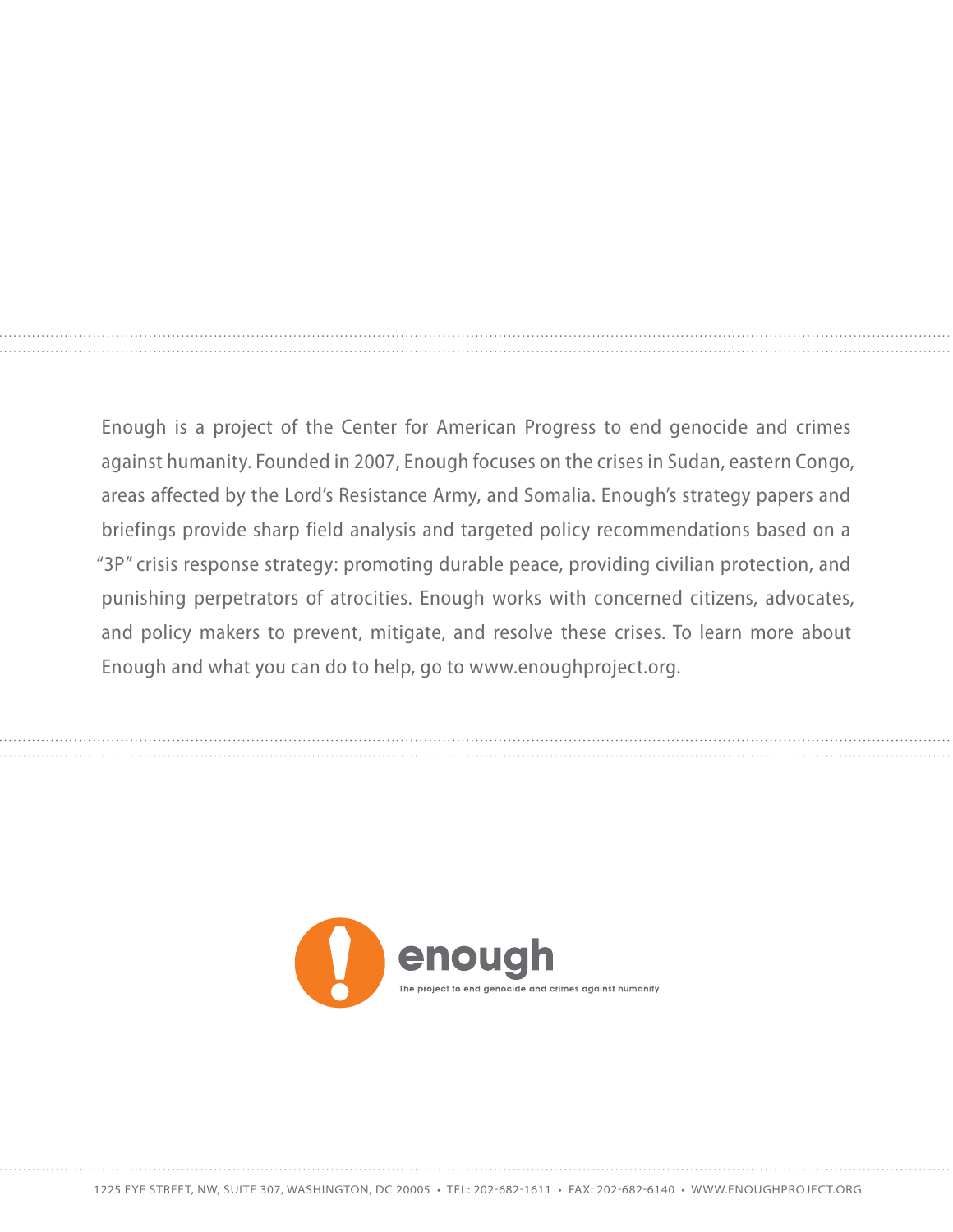Enough is a project of the Center for American Progress to end genocide and crimes against humanity. Founded in 2007, Enough focuses on the crises in Sudan, eastern Congo, areas affected by the Lord's Resistance Army, and Somalia. Enough's strategy papers and briefings provide sharp field analysis and targeted policy recommendations based on a "3P" crisis response strategy: promoting durable peace, providing civilian protection, and punishing perpetrators of atrocities. Enough works with concerned citizens, advocates, and policy makers to prevent, mitigate, and resolve these crises. To learn more about Enough and what you can do to help, go to www.enoughproject.org.

enough

The project to end genocide and crimes against humanity

1225 EYE STREET, NW, SUITE 307, WASHINGTON, DC 20005 • TEL: 202-682-1611 • FAX: 202-682-6140 • WWW.ENOUGHPROJECT.ORG